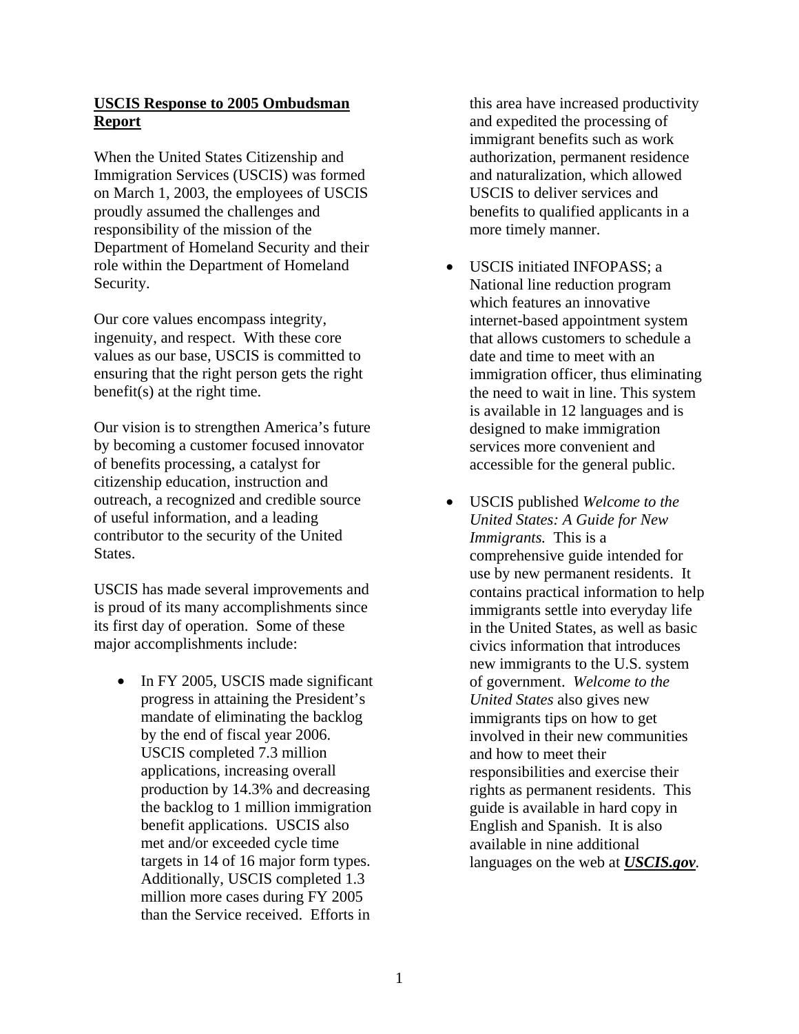**USCIS Response to 2005 Ombudsman Report**

When the United States Citizenship and Immigration Services (USCIS) was formed on March 1, 2003, the employees of USCIS proudly assumed the challenges and responsibility of the mission of the Department of Homeland Security and their role within the Department of Homeland Security.

Our core values encompass integrity, ingenuity, and respect. With these core values as our base, USCIS is committed to ensuring that the right person gets the right benefit(s) at the right time.

Our vision is to strengthen America's future by becoming a customer focused innovator of benefits processing, a catalyst for citizenship education, instruction and outreach, a recognized and credible source of useful information, and a leading contributor to the security of the United States.

USCIS has made several improvements and is proud of its many accomplishments since its first day of operation. Some of these major accomplishments include:

- In FY 2005, USCIS made significant progress in attaining the President's mandate of eliminating the backlog by the end of fiscal year 2006. USCIS completed 7.3 million applications, increasing overall production by 14.3% and decreasing the backlog to 1 million immigration benefit applications. USCIS also met and/or exceeded cycle time targets in 14 of 16 major form types. Additionally, USCIS completed 1.3 million more cases during FY 2005 than the Service received. Efforts in this area have increased productivity and expedited the processing of immigrant benefits such as work authorization, permanent residence and naturalization, which allowed USCIS to deliver services and benefits to qualified applicants in a more timely manner.

- USCIS initiated INFOPASS; a National line reduction program which features an innovative internet-based appointment system that allows customers to schedule a date and time to meet with an immigration officer, thus eliminating the need to wait in line. This system is available in 12 languages and is designed to make immigration services more convenient and accessible for the general public.

- USCIS published *Welcome to the United States: A Guide for New Immigrants.* This is a comprehensive guide intended for use by new permanent residents. It contains practical information to help immigrants settle into everyday life in the United States, as well as basic civics information that introduces new immigrants to the U.S. system of government. *Welcome to the United States* also gives new immigrants tips on how to get involved in their new communities and how to meet their responsibilities and exercise their rights as permanent residents. This guide is available in hard copy in English and Spanish. It is also available in nine additional languages on the web at ***USCIS.gov***.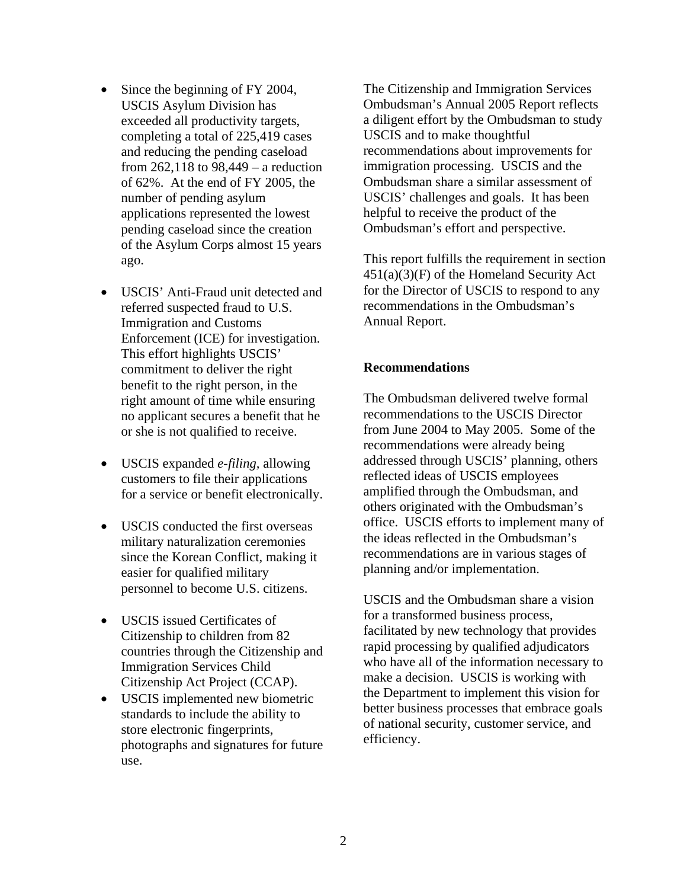- Since the beginning of FY 2004, USCIS Asylum Division has exceeded all productivity targets, completing a total of 225,419 cases and reducing the pending caseload from 262,118 to 98,449 – a reduction of 62%. At the end of FY 2005, the number of pending asylum applications represented the lowest pending caseload since the creation of the Asylum Corps almost 15 years ago.

- USCIS' Anti-Fraud unit detected and referred suspected fraud to U.S. Immigration and Customs Enforcement (ICE) for investigation. This effort highlights USCIS' commitment to deliver the right benefit to the right person, in the right amount of time while ensuring no applicant secures a benefit that he or she is not qualified to receive.

- USCIS expanded *e-filing*, allowing customers to file their applications for a service or benefit electronically.

- USCIS conducted the first overseas military naturalization ceremonies since the Korean Conflict, making it easier for qualified military personnel to become U.S. citizens.

- USCIS issued Certificates of Citizenship to children from 82 countries through the Citizenship and Immigration Services Child Citizenship Act Project (CCAP).
- USCIS implemented new biometric standards to include the ability to store electronic fingerprints, photographs and signatures for future use.

The Citizenship and Immigration Services Ombudsman's Annual 2005 Report reflects a diligent effort by the Ombudsman to study USCIS and to make thoughtful recommendations about improvements for immigration processing. USCIS and the Ombudsman share a similar assessment of USCIS' challenges and goals. It has been helpful to receive the product of the Ombudsman's effort and perspective.

This report fulfills the requirement in section 451(a)(3)(F) of the Homeland Security Act for the Director of USCIS to respond to any recommendations in the Ombudsman's Annual Report.

**Recommendations**

The Ombudsman delivered twelve formal recommendations to the USCIS Director from June 2004 to May 2005. Some of the recommendations were already being addressed through USCIS' planning, others reflected ideas of USCIS employees amplified through the Ombudsman, and others originated with the Ombudsman's office. USCIS efforts to implement many of the ideas reflected in the Ombudsman's recommendations are in various stages of planning and/or implementation.

USCIS and the Ombudsman share a vision for a transformed business process, facilitated by new technology that provides rapid processing by qualified adjudicators who have all of the information necessary to make a decision. USCIS is working with the Department to implement this vision for better business processes that embrace goals of national security, customer service, and efficiency.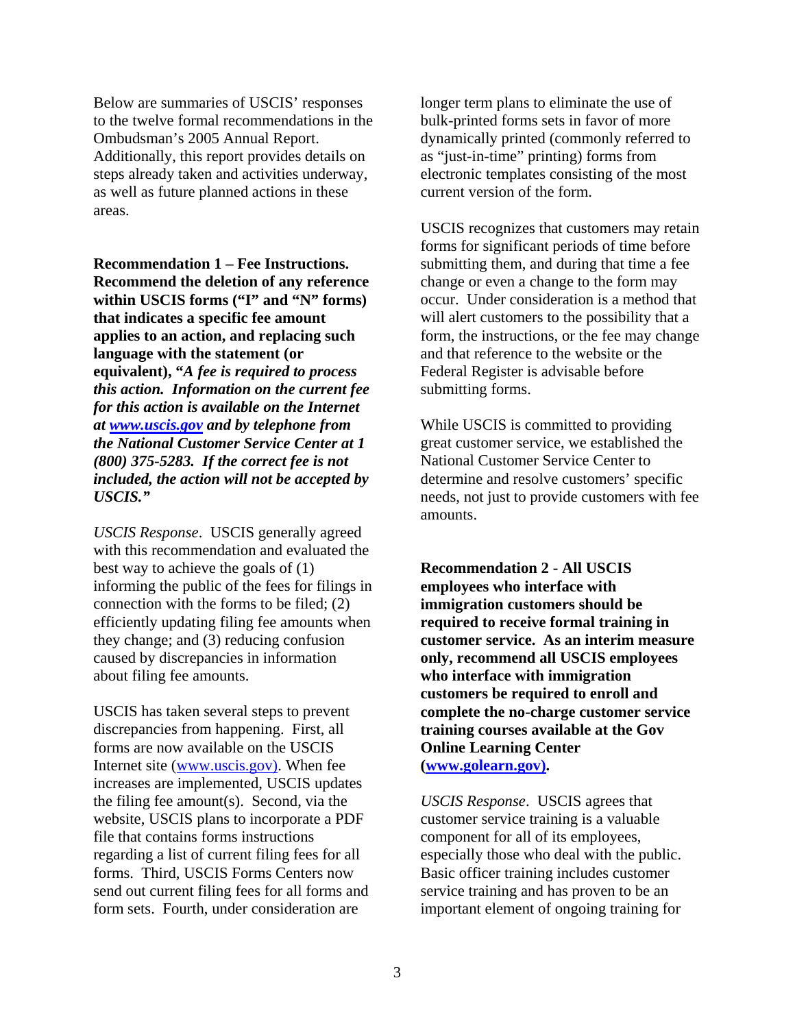Below are summaries of USCIS' responses to the twelve formal recommendations in the Ombudsman's 2005 Annual Report. Additionally, this report provides details on steps already taken and activities underway, as well as future planned actions in these areas.

**Recommendation 1 – Fee Instructions. Recommend the deletion of any reference within USCIS forms ("I" and "N" forms) that indicates a specific fee amount applies to an action, and replacing such language with the statement (or equivalent), "*A fee is required to process this action. Information on the current fee for this action is available on the Internet at [www.uscis.gov](www.uscis.gov) and by telephone from the National Customer Service Center at 1 (800) 375-5283. If the correct fee is not included, the action will not be accepted by USCIS.*"**

*USCIS Response*. USCIS generally agreed with this recommendation and evaluated the best way to achieve the goals of (1) informing the public of the fees for filings in connection with the forms to be filed; (2) efficiently updating filing fee amounts when they change; and (3) reducing confusion caused by discrepancies in information about filing fee amounts.

USCIS has taken several steps to prevent discrepancies from happening. First, all forms are now available on the USCIS Internet site (www.uscis.gov). When fee increases are implemented, USCIS updates the filing fee amount(s). Second, via the website, USCIS plans to incorporate a PDF file that contains forms instructions regarding a list of current filing fees for all forms. Third, USCIS Forms Centers now send out current filing fees for all forms and form sets. Fourth, under consideration are longer term plans to eliminate the use of bulk-printed forms sets in favor of more dynamically printed (commonly referred to as "just-in-time" printing) forms from electronic templates consisting of the most current version of the form.

USCIS recognizes that customers may retain forms for significant periods of time before submitting them, and during that time a fee change or even a change to the form may occur. Under consideration is a method that will alert customers to the possibility that a form, the instructions, or the fee may change and that reference to the website or the Federal Register is advisable before submitting forms.

While USCIS is committed to providing great customer service, we established the National Customer Service Center to determine and resolve customers' specific needs, not just to provide customers with fee amounts.

**Recommendation 2 - All USCIS employees who interface with immigration customers should be required to receive formal training in customer service. As an interim measure only, recommend all USCIS employees who interface with immigration customers be required to enroll and complete the no-charge customer service training courses available at the Gov Online Learning Center ([www.golearn.gov](www.golearn.gov)).**

*USCIS Response*. USCIS agrees that customer service training is a valuable component for all of its employees, especially those who deal with the public. Basic officer training includes customer service training and has proven to be an important element of ongoing training for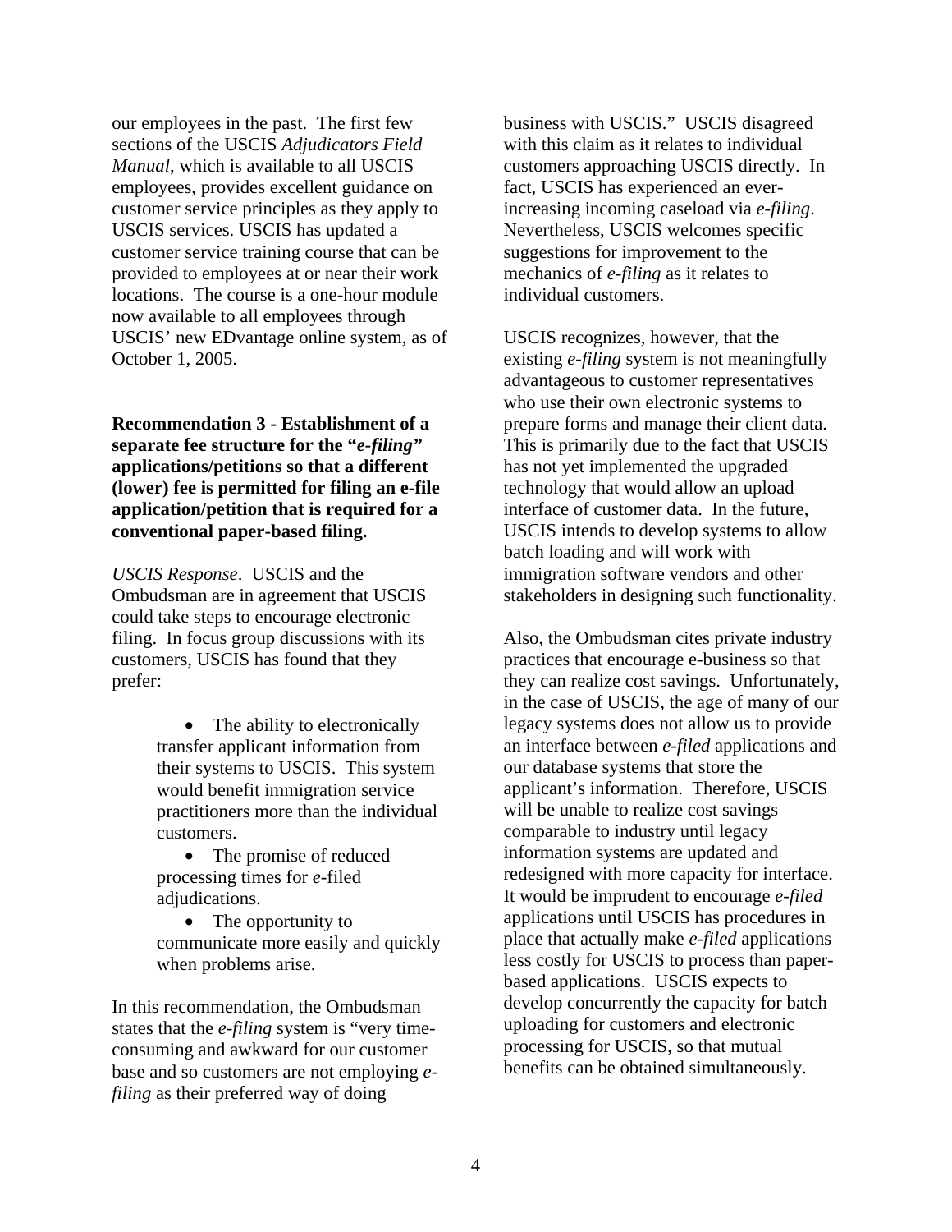our employees in the past. The first few sections of the USCIS *Adjudicators Field Manual*, which is available to all USCIS employees, provides excellent guidance on customer service principles as they apply to USCIS services. USCIS has updated a customer service training course that can be provided to employees at or near their work locations. The course is a one-hour module now available to all employees through USCIS' new EDvantage online system, as of October 1, 2005.

**Recommendation 3 - Establishment of a separate fee structure for the "*e-filing*" applications/petitions so that a different (lower) fee is permitted for filing an e-file application/petition that is required for a conventional paper-based filing.**

*USCIS Response*. USCIS and the Ombudsman are in agreement that USCIS could take steps to encourage electronic filing. In focus group discussions with its customers, USCIS has found that they prefer:

- The ability to electronically transfer applicant information from their systems to USCIS. This system would benefit immigration service practitioners more than the individual customers.
- The promise of reduced processing times for *e*-filed adjudications.
- The opportunity to communicate more easily and quickly when problems arise.

In this recommendation, the Ombudsman states that the *e-filing* system is "very time-consuming and awkward for our customer base and so customers are not employing *e-filing* as their preferred way of doing business with USCIS." USCIS disagreed with this claim as it relates to individual customers approaching USCIS directly. In fact, USCIS has experienced an ever-increasing incoming caseload via *e-filing*. Nevertheless, USCIS welcomes specific suggestions for improvement to the mechanics of *e-filing* as it relates to individual customers.

USCIS recognizes, however, that the existing *e-filing* system is not meaningfully advantageous to customer representatives who use their own electronic systems to prepare forms and manage their client data. This is primarily due to the fact that USCIS has not yet implemented the upgraded technology that would allow an upload interface of customer data. In the future, USCIS intends to develop systems to allow batch loading and will work with immigration software vendors and other stakeholders in designing such functionality.

Also, the Ombudsman cites private industry practices that encourage e-business so that they can realize cost savings. Unfortunately, in the case of USCIS, the age of many of our legacy systems does not allow us to provide an interface between *e-filed* applications and our database systems that store the applicant's information. Therefore, USCIS will be unable to realize cost savings comparable to industry until legacy information systems are updated and redesigned with more capacity for interface. It would be imprudent to encourage *e-filed* applications until USCIS has procedures in place that actually make *e-filed* applications less costly for USCIS to process than paper-based applications. USCIS expects to develop concurrently the capacity for batch uploading for customers and electronic processing for USCIS, so that mutual benefits can be obtained simultaneously.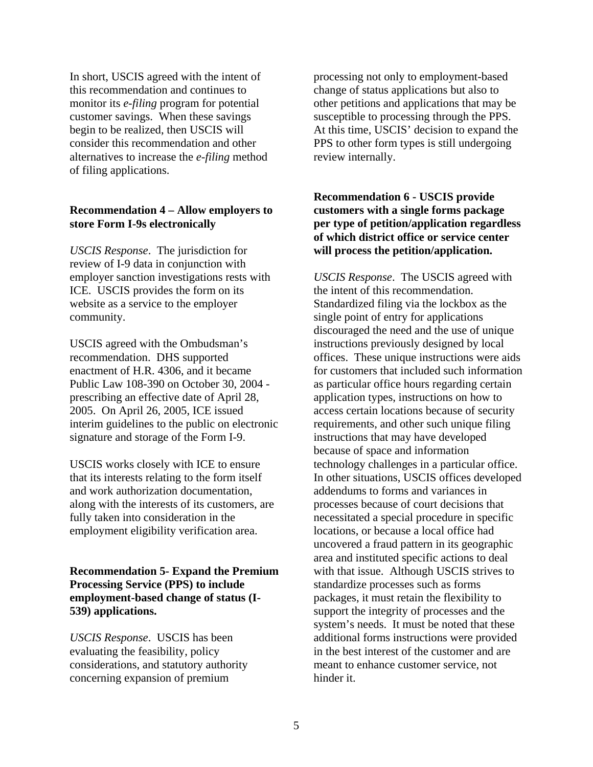In short, USCIS agreed with the intent of this recommendation and continues to monitor its *e-filing* program for potential customer savings. When these savings begin to be realized, then USCIS will consider this recommendation and other alternatives to increase the *e-filing* method of filing applications.

**Recommendation 4 – Allow employers to store Form I-9s electronically**

*USCIS Response*. The jurisdiction for review of I-9 data in conjunction with employer sanction investigations rests with ICE. USCIS provides the form on its website as a service to the employer community.

USCIS agreed with the Ombudsman's recommendation. DHS supported enactment of H.R. 4306, and it became Public Law 108-390 on October 30, 2004 - prescribing an effective date of April 28, 2005. On April 26, 2005, ICE issued interim guidelines to the public on electronic signature and storage of the Form I-9.

USCIS works closely with ICE to ensure that its interests relating to the form itself and work authorization documentation, along with the interests of its customers, are fully taken into consideration in the employment eligibility verification area.

**Recommendation 5- Expand the Premium Processing Service (PPS) to include employment-based change of status (I-539) applications.**

*USCIS Response*. USCIS has been evaluating the feasibility, policy considerations, and statutory authority concerning expansion of premium processing not only to employment-based change of status applications but also to other petitions and applications that may be susceptible to processing through the PPS. At this time, USCIS' decision to expand the PPS to other form types is still undergoing review internally.

**Recommendation 6 - USCIS provide customers with a single forms package per type of petition/application regardless of which district office or service center will process the petition/application.**

*USCIS Response*. The USCIS agreed with the intent of this recommendation. Standardized filing via the lockbox as the single point of entry for applications discouraged the need and the use of unique instructions previously designed by local offices. These unique instructions were aids for customers that included such information as particular office hours regarding certain application types, instructions on how to access certain locations because of security requirements, and other such unique filing instructions that may have developed because of space and information technology challenges in a particular office. In other situations, USCIS offices developed addendums to forms and variances in processes because of court decisions that necessitated a special procedure in specific locations, or because a local office had uncovered a fraud pattern in its geographic area and instituted specific actions to deal with that issue. Although USCIS strives to standardize processes such as forms packages, it must retain the flexibility to support the integrity of processes and the system's needs. It must be noted that these additional forms instructions were provided in the best interest of the customer and are meant to enhance customer service, not hinder it.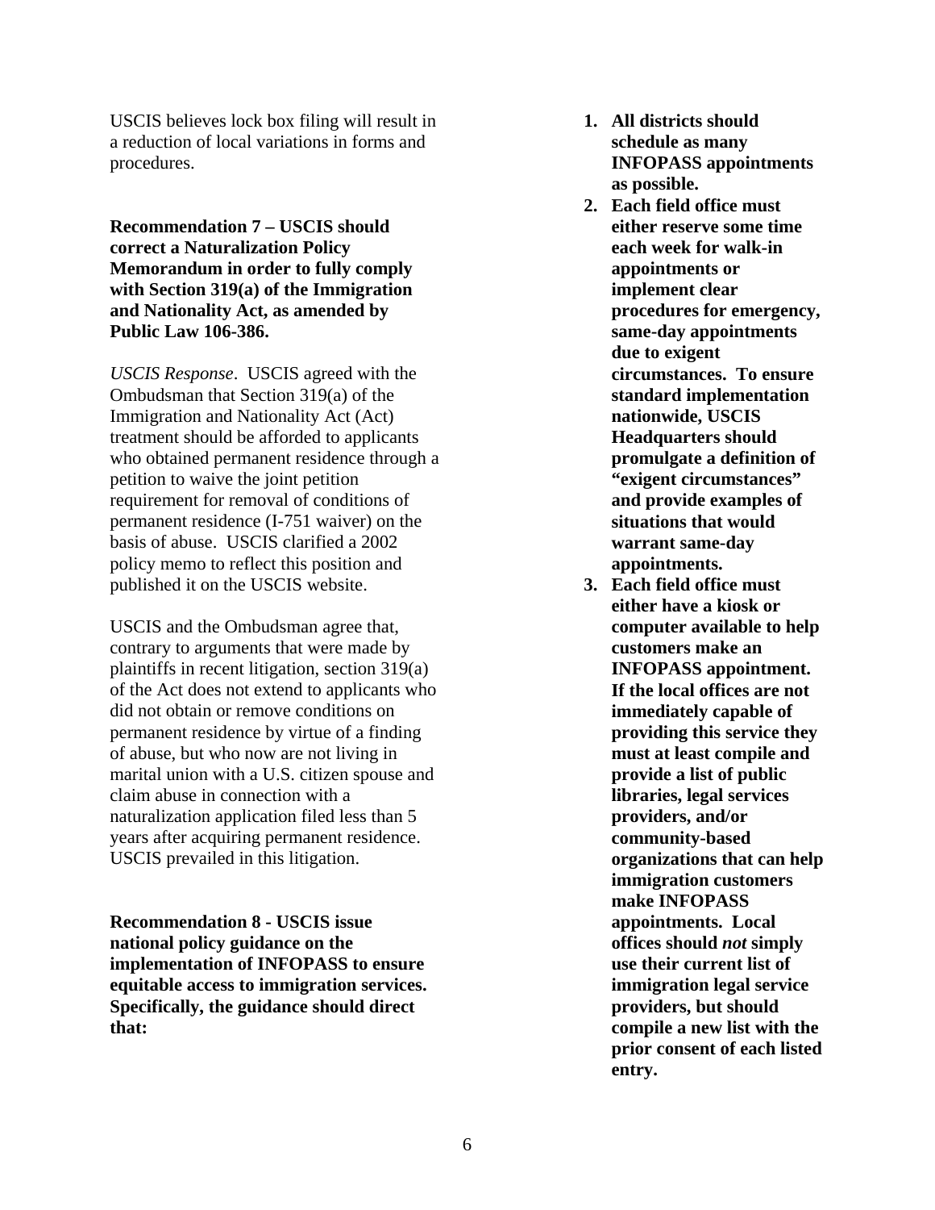USCIS believes lock box filing will result in a reduction of local variations in forms and procedures.

**Recommendation 7 – USCIS should correct a Naturalization Policy Memorandum in order to fully comply with Section 319(a) of the Immigration and Nationality Act, as amended by Public Law 106-386.**

*USCIS Response*. USCIS agreed with the Ombudsman that Section 319(a) of the Immigration and Nationality Act (Act) treatment should be afforded to applicants who obtained permanent residence through a petition to waive the joint petition requirement for removal of conditions of permanent residence (I-751 waiver) on the basis of abuse. USCIS clarified a 2002 policy memo to reflect this position and published it on the USCIS website.

USCIS and the Ombudsman agree that, contrary to arguments that were made by plaintiffs in recent litigation, section 319(a) of the Act does not extend to applicants who did not obtain or remove conditions on permanent residence by virtue of a finding of abuse, but who now are not living in marital union with a U.S. citizen spouse and claim abuse in connection with a naturalization application filed less than 5 years after acquiring permanent residence. USCIS prevailed in this litigation.

**Recommendation 8 - USCIS issue national policy guidance on the implementation of INFOPASS to ensure equitable access to immigration services. Specifically, the guidance should direct that:**

1. **All districts should schedule as many INFOPASS appointments as possible.**
2. **Each field office must either reserve some time each week for walk-in appointments or implement clear procedures for emergency, same-day appointments due to exigent circumstances. To ensure standard implementation nationwide, USCIS Headquarters should promulgate a definition of "exigent circumstances" and provide examples of situations that would warrant same-day appointments.**
3. **Each field office must either have a kiosk or computer available to help customers make an INFOPASS appointment. If the local offices are not immediately capable of providing this service they must at least compile and provide a list of public libraries, legal services providers, and/or community-based organizations that can help immigration customers make INFOPASS appointments. Local offices should *not* simply use their current list of immigration legal service providers, but should compile a new list with the prior consent of each listed entry.**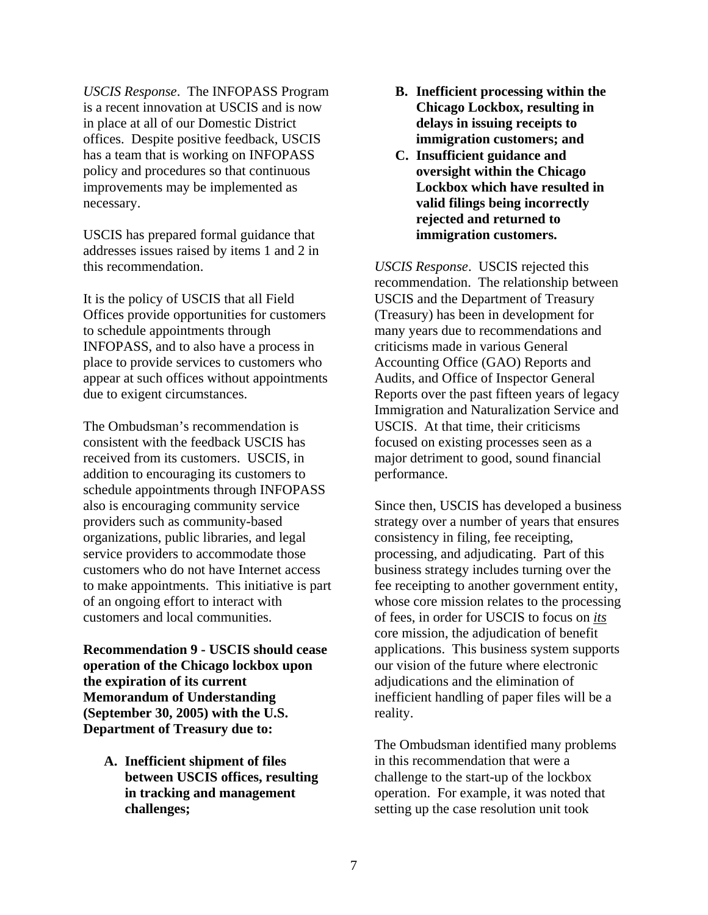*USCIS Response*. The INFOPASS Program is a recent innovation at USCIS and is now in place at all of our Domestic District offices. Despite positive feedback, USCIS has a team that is working on INFOPASS policy and procedures so that continuous improvements may be implemented as necessary.

USCIS has prepared formal guidance that addresses issues raised by items 1 and 2 in this recommendation.

It is the policy of USCIS that all Field Offices provide opportunities for customers to schedule appointments through INFOPASS, and to also have a process in place to provide services to customers who appear at such offices without appointments due to exigent circumstances.

The Ombudsman's recommendation is consistent with the feedback USCIS has received from its customers. USCIS, in addition to encouraging its customers to schedule appointments through INFOPASS also is encouraging community service providers such as community-based organizations, public libraries, and legal service providers to accommodate those customers who do not have Internet access to make appointments. This initiative is part of an ongoing effort to interact with customers and local communities.

**Recommendation 9 - USCIS should cease operation of the Chicago lockbox upon the expiration of its current Memorandum of Understanding (September 30, 2005) with the U.S. Department of Treasury due to:**

**A. Inefficient shipment of files between USCIS offices, resulting in tracking and management challenges;**

**B. Inefficient processing within the Chicago Lockbox, resulting in delays in issuing receipts to immigration customers; and**

**C. Insufficient guidance and oversight within the Chicago Lockbox which have resulted in valid filings being incorrectly rejected and returned to immigration customers.**

*USCIS Response*. USCIS rejected this recommendation. The relationship between USCIS and the Department of Treasury (Treasury) has been in development for many years due to recommendations and criticisms made in various General Accounting Office (GAO) Reports and Audits, and Office of Inspector General Reports over the past fifteen years of legacy Immigration and Naturalization Service and USCIS. At that time, their criticisms focused on existing processes seen as a major detriment to good, sound financial performance.

Since then, USCIS has developed a business strategy over a number of years that ensures consistency in filing, fee receipting, processing, and adjudicating. Part of this business strategy includes turning over the fee receipting to another government entity, whose core mission relates to the processing of fees, in order for USCIS to focus on *its* core mission, the adjudication of benefit applications. This business system supports our vision of the future where electronic adjudications and the elimination of inefficient handling of paper files will be a reality.

The Ombudsman identified many problems in this recommendation that were a challenge to the start-up of the lockbox operation. For example, it was noted that setting up the case resolution unit took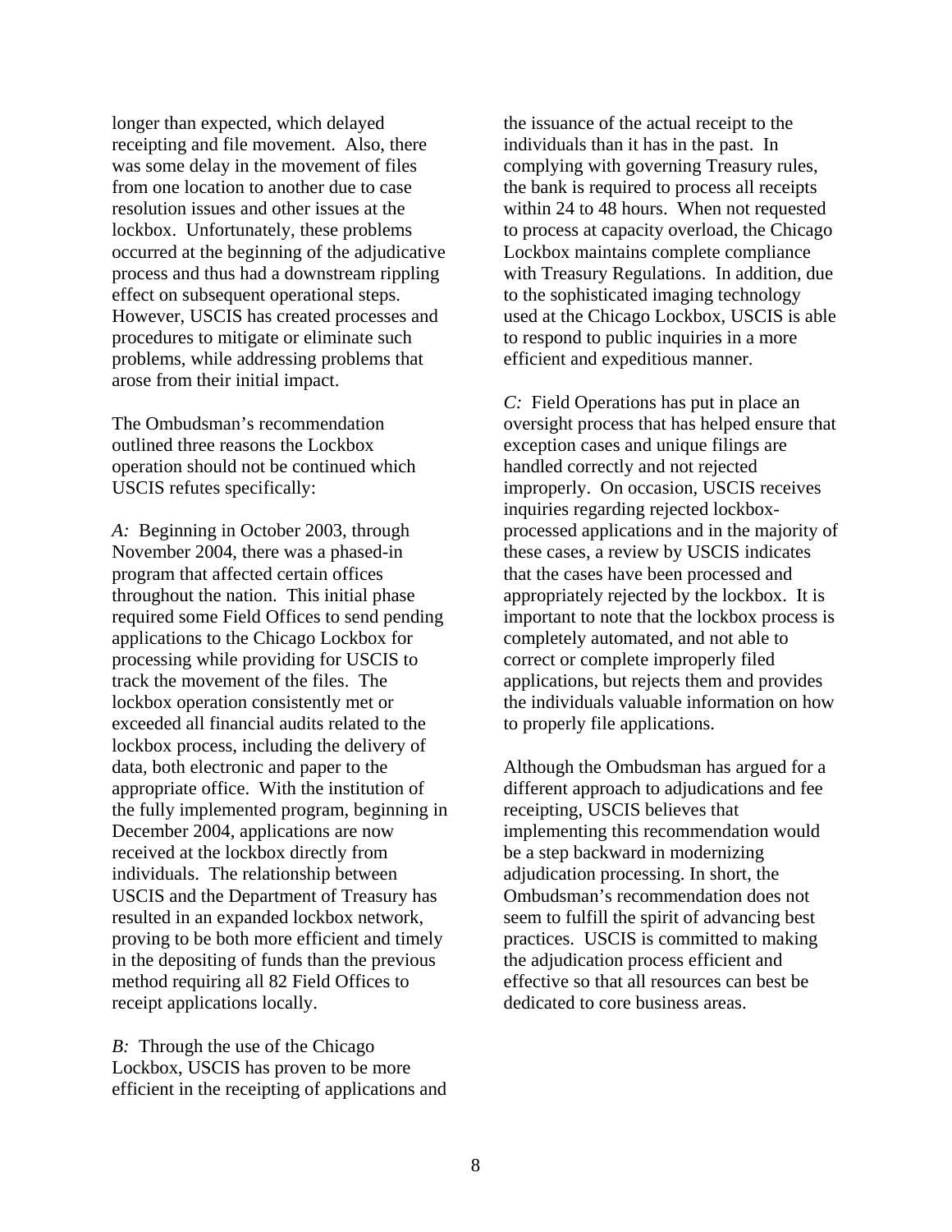longer than expected, which delayed receipting and file movement. Also, there was some delay in the movement of files from one location to another due to case resolution issues and other issues at the lockbox. Unfortunately, these problems occurred at the beginning of the adjudicative process and thus had a downstream rippling effect on subsequent operational steps. However, USCIS has created processes and procedures to mitigate or eliminate such problems, while addressing problems that arose from their initial impact.

The Ombudsman's recommendation outlined three reasons the Lockbox operation should not be continued which USCIS refutes specifically:

*A:* Beginning in October 2003, through November 2004, there was a phased-in program that affected certain offices throughout the nation. This initial phase required some Field Offices to send pending applications to the Chicago Lockbox for processing while providing for USCIS to track the movement of the files. The lockbox operation consistently met or exceeded all financial audits related to the lockbox process, including the delivery of data, both electronic and paper to the appropriate office. With the institution of the fully implemented program, beginning in December 2004, applications are now received at the lockbox directly from individuals. The relationship between USCIS and the Department of Treasury has resulted in an expanded lockbox network, proving to be both more efficient and timely in the depositing of funds than the previous method requiring all 82 Field Offices to receipt applications locally.

*B:* Through the use of the Chicago Lockbox, USCIS has proven to be more efficient in the receipting of applications and the issuance of the actual receipt to the individuals than it has in the past. In complying with governing Treasury rules, the bank is required to process all receipts within 24 to 48 hours. When not requested to process at capacity overload, the Chicago Lockbox maintains complete compliance with Treasury Regulations. In addition, due to the sophisticated imaging technology used at the Chicago Lockbox, USCIS is able to respond to public inquiries in a more efficient and expeditious manner.

*C:* Field Operations has put in place an oversight process that has helped ensure that exception cases and unique filings are handled correctly and not rejected improperly. On occasion, USCIS receives inquiries regarding rejected lockbox-processed applications and in the majority of these cases, a review by USCIS indicates that the cases have been processed and appropriately rejected by the lockbox. It is important to note that the lockbox process is completely automated, and not able to correct or complete improperly filed applications, but rejects them and provides the individuals valuable information on how to properly file applications.

Although the Ombudsman has argued for a different approach to adjudications and fee receipting, USCIS believes that implementing this recommendation would be a step backward in modernizing adjudication processing. In short, the Ombudsman's recommendation does not seem to fulfill the spirit of advancing best practices. USCIS is committed to making the adjudication process efficient and effective so that all resources can best be dedicated to core business areas.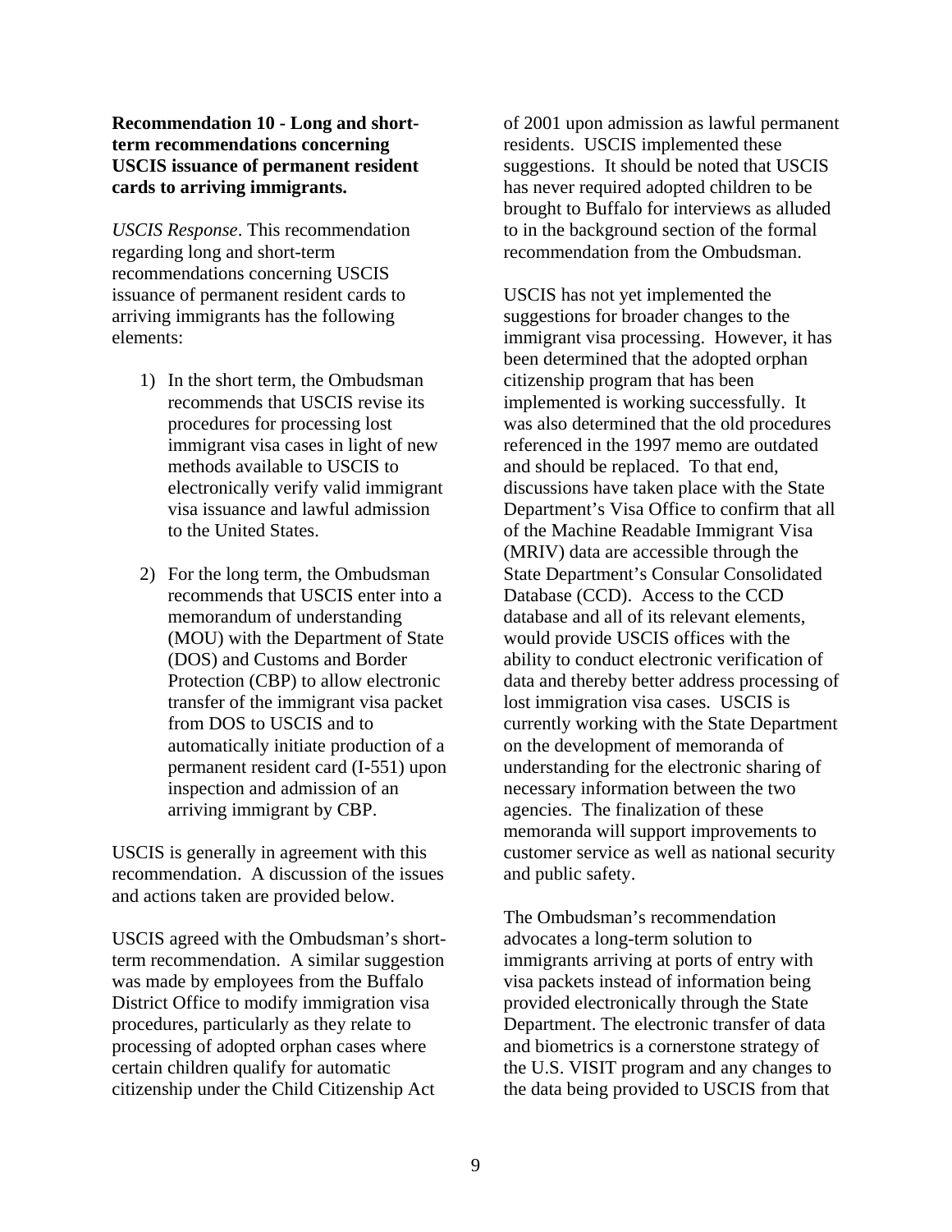**Recommendation 10 - Long and short-term recommendations concerning USCIS issuance of permanent resident cards to arriving immigrants.**

*USCIS Response*. This recommendation regarding long and short-term recommendations concerning USCIS issuance of permanent resident cards to arriving immigrants has the following elements:

1) In the short term, the Ombudsman recommends that USCIS revise its procedures for processing lost immigrant visa cases in light of new methods available to USCIS to electronically verify valid immigrant visa issuance and lawful admission to the United States.

2) For the long term, the Ombudsman recommends that USCIS enter into a memorandum of understanding (MOU) with the Department of State (DOS) and Customs and Border Protection (CBP) to allow electronic transfer of the immigrant visa packet from DOS to USCIS and to automatically initiate production of a permanent resident card (I-551) upon inspection and admission of an arriving immigrant by CBP.

USCIS is generally in agreement with this recommendation. A discussion of the issues and actions taken are provided below.

USCIS agreed with the Ombudsman's short-term recommendation. A similar suggestion was made by employees from the Buffalo District Office to modify immigration visa procedures, particularly as they relate to processing of adopted orphan cases where certain children qualify for automatic citizenship under the Child Citizenship Act of 2001 upon admission as lawful permanent residents. USCIS implemented these suggestions. It should be noted that USCIS has never required adopted children to be brought to Buffalo for interviews as alluded to in the background section of the formal recommendation from the Ombudsman.

USCIS has not yet implemented the suggestions for broader changes to the immigrant visa processing. However, it has been determined that the adopted orphan citizenship program that has been implemented is working successfully. It was also determined that the old procedures referenced in the 1997 memo are outdated and should be replaced. To that end, discussions have taken place with the State Department's Visa Office to confirm that all of the Machine Readable Immigrant Visa (MRIV) data are accessible through the State Department's Consular Consolidated Database (CCD). Access to the CCD database and all of its relevant elements, would provide USCIS offices with the ability to conduct electronic verification of data and thereby better address processing of lost immigration visa cases. USCIS is currently working with the State Department on the development of memoranda of understanding for the electronic sharing of necessary information between the two agencies. The finalization of these memoranda will support improvements to customer service as well as national security and public safety.

The Ombudsman's recommendation advocates a long-term solution to immigrants arriving at ports of entry with visa packets instead of information being provided electronically through the State Department. The electronic transfer of data and biometrics is a cornerstone strategy of the U.S. VISIT program and any changes to the data being provided to USCIS from that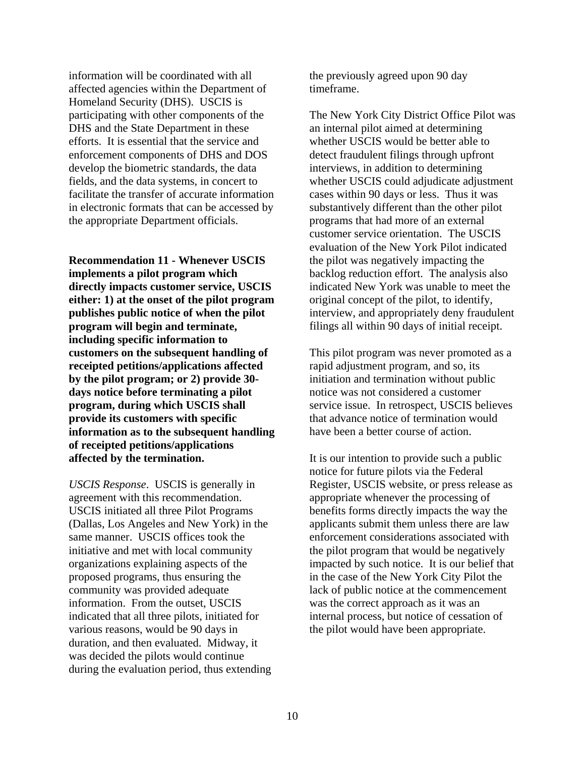information will be coordinated with all affected agencies within the Department of Homeland Security (DHS). USCIS is participating with other components of the DHS and the State Department in these efforts. It is essential that the service and enforcement components of DHS and DOS develop the biometric standards, the data fields, and the data systems, in concert to facilitate the transfer of accurate information in electronic formats that can be accessed by the appropriate Department officials.

**Recommendation 11 - Whenever USCIS implements a pilot program which directly impacts customer service, USCIS either: 1) at the onset of the pilot program publishes public notice of when the pilot program will begin and terminate, including specific information to customers on the subsequent handling of receipted petitions/applications affected by the pilot program; or 2) provide 30-days notice before terminating a pilot program, during which USCIS shall provide its customers with specific information as to the subsequent handling of receipted petitions/applications affected by the termination.**

*USCIS Response*. USCIS is generally in agreement with this recommendation. USCIS initiated all three Pilot Programs (Dallas, Los Angeles and New York) in the same manner. USCIS offices took the initiative and met with local community organizations explaining aspects of the proposed programs, thus ensuring the community was provided adequate information. From the outset, USCIS indicated that all three pilots, initiated for various reasons, would be 90 days in duration, and then evaluated. Midway, it was decided the pilots would continue during the evaluation period, thus extending the previously agreed upon 90 day timeframe.

The New York City District Office Pilot was an internal pilot aimed at determining whether USCIS would be better able to detect fraudulent filings through upfront interviews, in addition to determining whether USCIS could adjudicate adjustment cases within 90 days or less. Thus it was substantively different than the other pilot programs that had more of an external customer service orientation. The USCIS evaluation of the New York Pilot indicated the pilot was negatively impacting the backlog reduction effort. The analysis also indicated New York was unable to meet the original concept of the pilot, to identify, interview, and appropriately deny fraudulent filings all within 90 days of initial receipt.

This pilot program was never promoted as a rapid adjustment program, and so, its initiation and termination without public notice was not considered a customer service issue. In retrospect, USCIS believes that advance notice of termination would have been a better course of action.

It is our intention to provide such a public notice for future pilots via the Federal Register, USCIS website, or press release as appropriate whenever the processing of benefits forms directly impacts the way the applicants submit them unless there are law enforcement considerations associated with the pilot program that would be negatively impacted by such notice. It is our belief that in the case of the New York City Pilot the lack of public notice at the commencement was the correct approach as it was an internal process, but notice of cessation of the pilot would have been appropriate.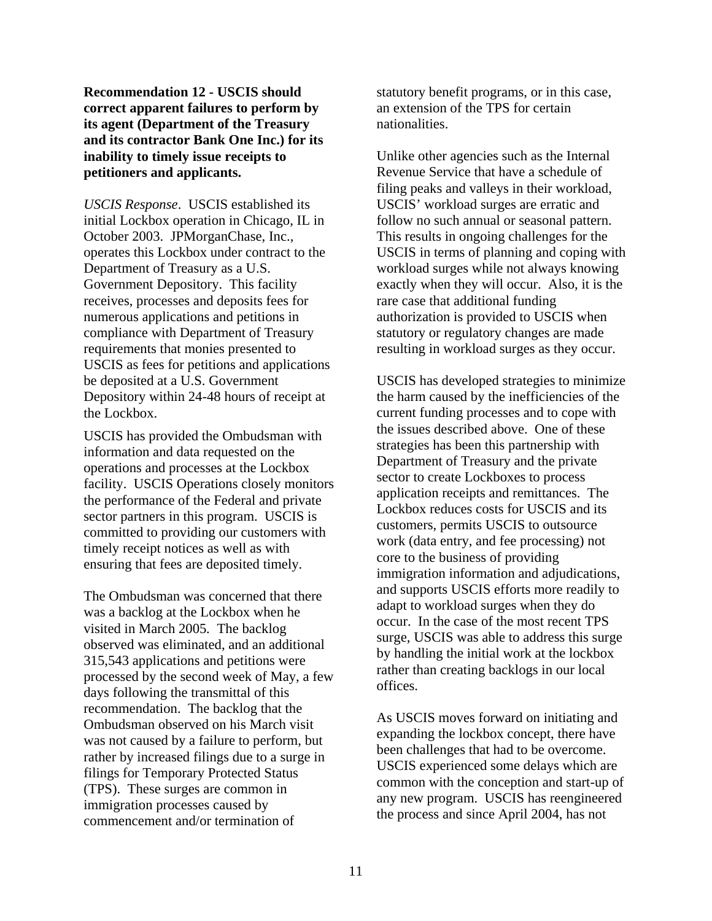**Recommendation 12 - USCIS should correct apparent failures to perform by its agent (Department of the Treasury and its contractor Bank One Inc.) for its inability to timely issue receipts to petitioners and applicants.**

*USCIS Response*. USCIS established its initial Lockbox operation in Chicago, IL in October 2003. JPMorganChase, Inc., operates this Lockbox under contract to the Department of Treasury as a U.S. Government Depository. This facility receives, processes and deposits fees for numerous applications and petitions in compliance with Department of Treasury requirements that monies presented to USCIS as fees for petitions and applications be deposited at a U.S. Government Depository within 24-48 hours of receipt at the Lockbox.

USCIS has provided the Ombudsman with information and data requested on the operations and processes at the Lockbox facility. USCIS Operations closely monitors the performance of the Federal and private sector partners in this program. USCIS is committed to providing our customers with timely receipt notices as well as with ensuring that fees are deposited timely.

The Ombudsman was concerned that there was a backlog at the Lockbox when he visited in March 2005. The backlog observed was eliminated, and an additional 315,543 applications and petitions were processed by the second week of May, a few days following the transmittal of this recommendation. The backlog that the Ombudsman observed on his March visit was not caused by a failure to perform, but rather by increased filings due to a surge in filings for Temporary Protected Status (TPS). These surges are common in immigration processes caused by commencement and/or termination of statutory benefit programs, or in this case, an extension of the TPS for certain nationalities.

Unlike other agencies such as the Internal Revenue Service that have a schedule of filing peaks and valleys in their workload, USCIS' workload surges are erratic and follow no such annual or seasonal pattern. This results in ongoing challenges for the USCIS in terms of planning and coping with workload surges while not always knowing exactly when they will occur. Also, it is the rare case that additional funding authorization is provided to USCIS when statutory or regulatory changes are made resulting in workload surges as they occur.

USCIS has developed strategies to minimize the harm caused by the inefficiencies of the current funding processes and to cope with the issues described above. One of these strategies has been this partnership with Department of Treasury and the private sector to create Lockboxes to process application receipts and remittances. The Lockbox reduces costs for USCIS and its customers, permits USCIS to outsource work (data entry, and fee processing) not core to the business of providing immigration information and adjudications, and supports USCIS efforts more readily to adapt to workload surges when they do occur. In the case of the most recent TPS surge, USCIS was able to address this surge by handling the initial work at the lockbox rather than creating backlogs in our local offices.

As USCIS moves forward on initiating and expanding the lockbox concept, there have been challenges that had to be overcome. USCIS experienced some delays which are common with the conception and start-up of any new program. USCIS has reengineered the process and since April 2004, has not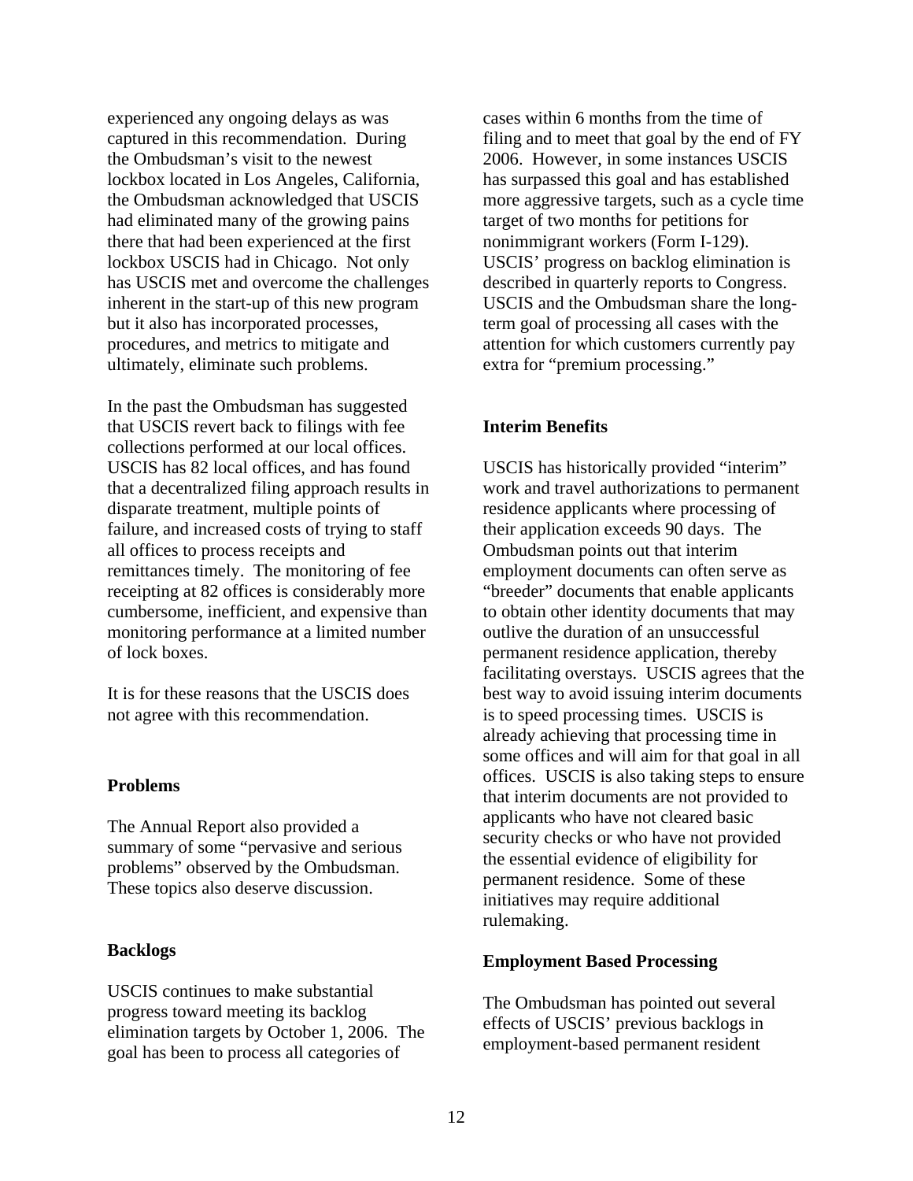experienced any ongoing delays as was captured in this recommendation. During the Ombudsman's visit to the newest lockbox located in Los Angeles, California, the Ombudsman acknowledged that USCIS had eliminated many of the growing pains there that had been experienced at the first lockbox USCIS had in Chicago. Not only has USCIS met and overcome the challenges inherent in the start-up of this new program but it also has incorporated processes, procedures, and metrics to mitigate and ultimately, eliminate such problems.

In the past the Ombudsman has suggested that USCIS revert back to filings with fee collections performed at our local offices. USCIS has 82 local offices, and has found that a decentralized filing approach results in disparate treatment, multiple points of failure, and increased costs of trying to staff all offices to process receipts and remittances timely. The monitoring of fee receipting at 82 offices is considerably more cumbersome, inefficient, and expensive than monitoring performance at a limited number of lock boxes.

It is for these reasons that the USCIS does not agree with this recommendation.

**Problems**

The Annual Report also provided a summary of some "pervasive and serious problems" observed by the Ombudsman. These topics also deserve discussion.

**Backlogs**

USCIS continues to make substantial progress toward meeting its backlog elimination targets by October 1, 2006. The goal has been to process all categories of cases within 6 months from the time of filing and to meet that goal by the end of FY 2006. However, in some instances USCIS has surpassed this goal and has established more aggressive targets, such as a cycle time target of two months for petitions for nonimmigrant workers (Form I-129). USCIS' progress on backlog elimination is described in quarterly reports to Congress. USCIS and the Ombudsman share the long-term goal of processing all cases with the attention for which customers currently pay extra for "premium processing."

**Interim Benefits**

USCIS has historically provided "interim" work and travel authorizations to permanent residence applicants where processing of their application exceeds 90 days. The Ombudsman points out that interim employment documents can often serve as "breeder" documents that enable applicants to obtain other identity documents that may outlive the duration of an unsuccessful permanent residence application, thereby facilitating overstays. USCIS agrees that the best way to avoid issuing interim documents is to speed processing times. USCIS is already achieving that processing time in some offices and will aim for that goal in all offices. USCIS is also taking steps to ensure that interim documents are not provided to applicants who have not cleared basic security checks or who have not provided the essential evidence of eligibility for permanent residence. Some of these initiatives may require additional rulemaking.

**Employment Based Processing**

The Ombudsman has pointed out several effects of USCIS' previous backlogs in employment-based permanent resident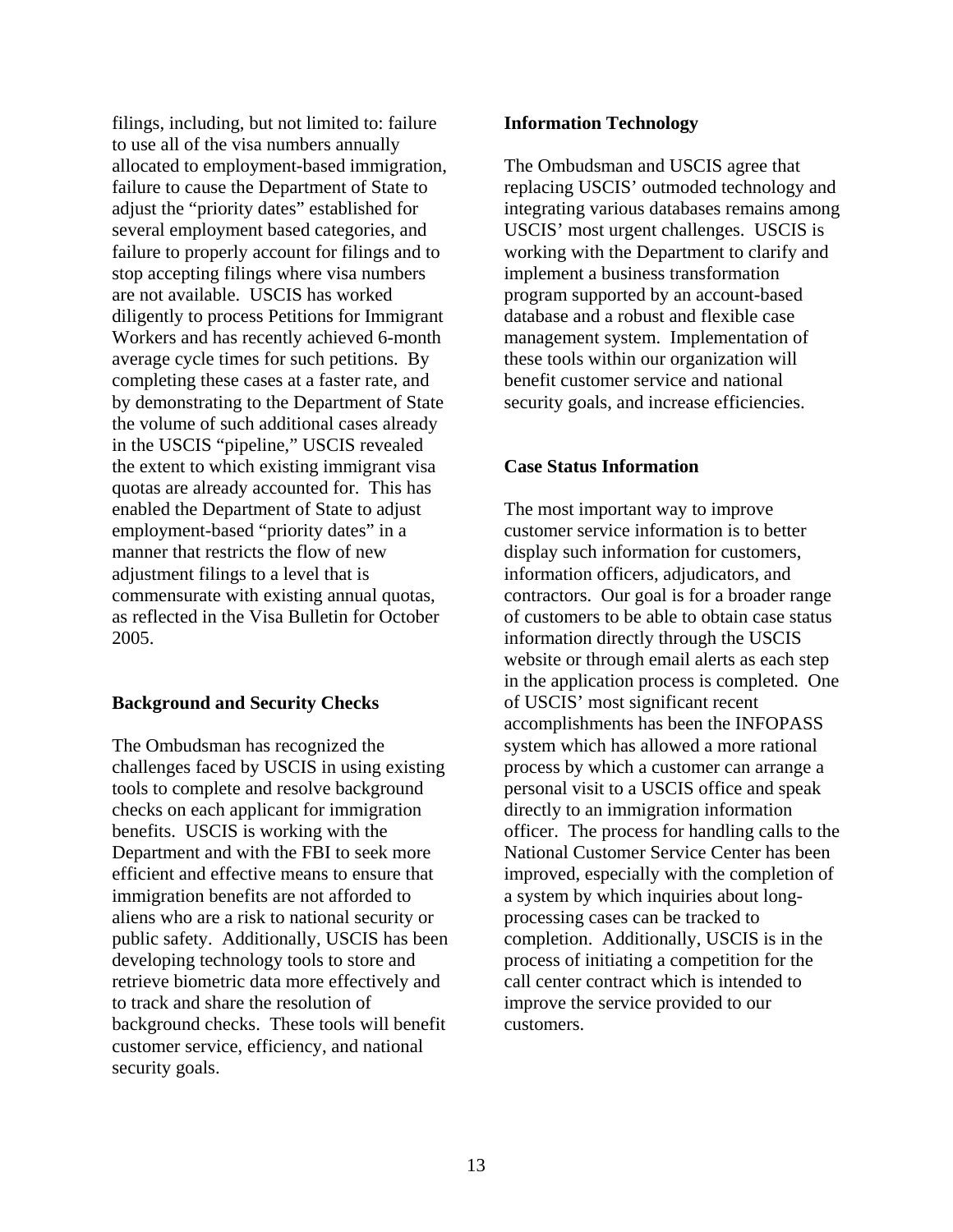filings, including, but not limited to: failure to use all of the visa numbers annually allocated to employment-based immigration, failure to cause the Department of State to adjust the "priority dates" established for several employment based categories, and failure to properly account for filings and to stop accepting filings where visa numbers are not available. USCIS has worked diligently to process Petitions for Immigrant Workers and has recently achieved 6-month average cycle times for such petitions. By completing these cases at a faster rate, and by demonstrating to the Department of State the volume of such additional cases already in the USCIS "pipeline," USCIS revealed the extent to which existing immigrant visa quotas are already accounted for. This has enabled the Department of State to adjust employment-based "priority dates" in a manner that restricts the flow of new adjustment filings to a level that is commensurate with existing annual quotas, as reflected in the Visa Bulletin for October 2005.

**Background and Security Checks**

The Ombudsman has recognized the challenges faced by USCIS in using existing tools to complete and resolve background checks on each applicant for immigration benefits. USCIS is working with the Department and with the FBI to seek more efficient and effective means to ensure that immigration benefits are not afforded to aliens who are a risk to national security or public safety. Additionally, USCIS has been developing technology tools to store and retrieve biometric data more effectively and to track and share the resolution of background checks. These tools will benefit customer service, efficiency, and national security goals.

**Information Technology**

The Ombudsman and USCIS agree that replacing USCIS' outmoded technology and integrating various databases remains among USCIS' most urgent challenges. USCIS is working with the Department to clarify and implement a business transformation program supported by an account-based database and a robust and flexible case management system. Implementation of these tools within our organization will benefit customer service and national security goals, and increase efficiencies.

**Case Status Information**

The most important way to improve customer service information is to better display such information for customers, information officers, adjudicators, and contractors. Our goal is for a broader range of customers to be able to obtain case status information directly through the USCIS website or through email alerts as each step in the application process is completed. One of USCIS' most significant recent accomplishments has been the INFOPASS system which has allowed a more rational process by which a customer can arrange a personal visit to a USCIS office and speak directly to an immigration information officer. The process for handling calls to the National Customer Service Center has been improved, especially with the completion of a system by which inquiries about long-processing cases can be tracked to completion. Additionally, USCIS is in the process of initiating a competition for the call center contract which is intended to improve the service provided to our customers.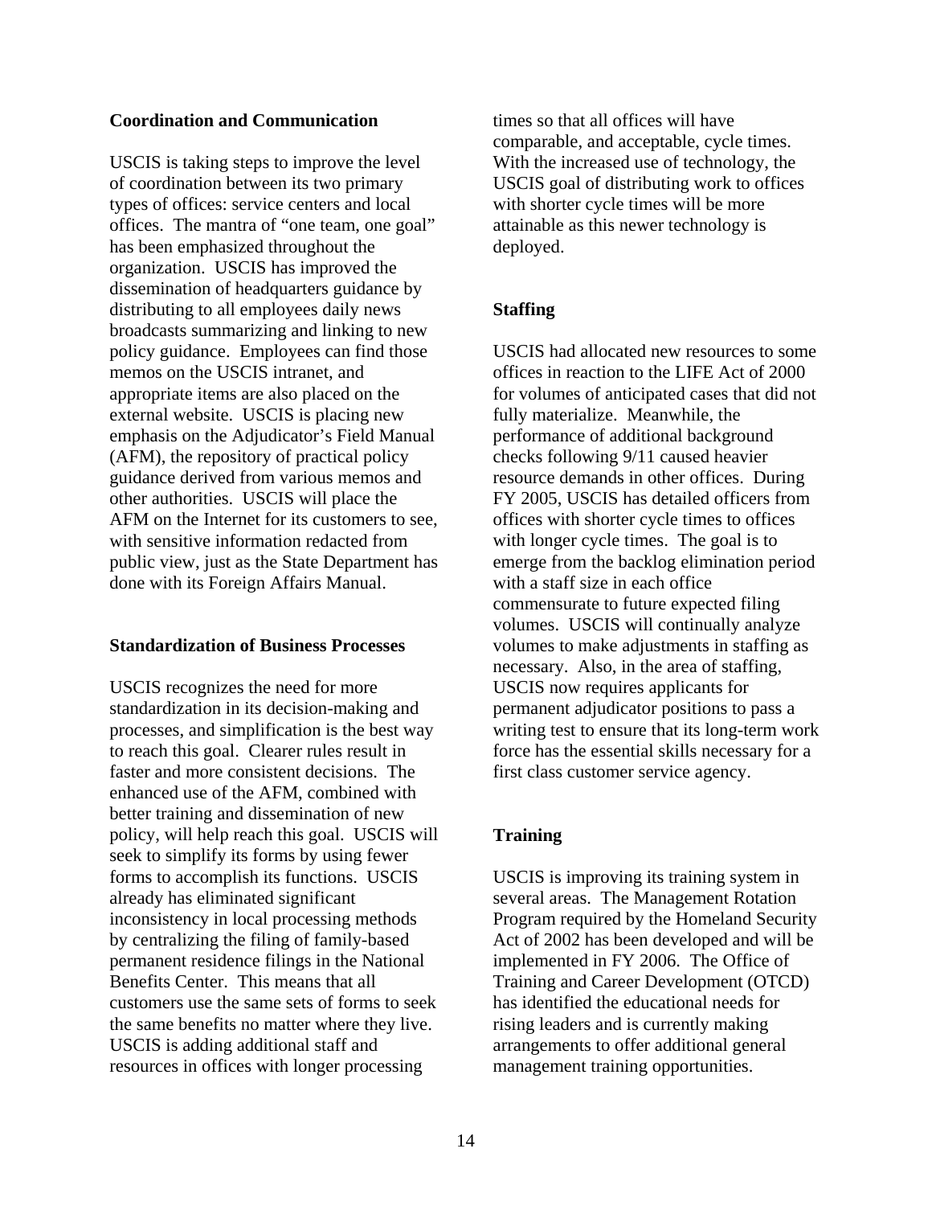### Coordination and Communication

USCIS is taking steps to improve the level of coordination between its two primary types of offices: service centers and local offices. The mantra of "one team, one goal" has been emphasized throughout the organization. USCIS has improved the dissemination of headquarters guidance by distributing to all employees daily news broadcasts summarizing and linking to new policy guidance. Employees can find those memos on the USCIS intranet, and appropriate items are also placed on the external website. USCIS is placing new emphasis on the Adjudicator's Field Manual (AFM), the repository of practical policy guidance derived from various memos and other authorities. USCIS will place the AFM on the Internet for its customers to see, with sensitive information redacted from public view, just as the State Department has done with its Foreign Affairs Manual.

### Standardization of Business Processes

USCIS recognizes the need for more standardization in its decision-making and processes, and simplification is the best way to reach this goal. Clearer rules result in faster and more consistent decisions. The enhanced use of the AFM, combined with better training and dissemination of new policy, will help reach this goal. USCIS will seek to simplify its forms by using fewer forms to accomplish its functions. USCIS already has eliminated significant inconsistency in local processing methods by centralizing the filing of family-based permanent residence filings in the National Benefits Center. This means that all customers use the same sets of forms to seek the same benefits no matter where they live. USCIS is adding additional staff and resources in offices with longer processing times so that all offices will have comparable, and acceptable, cycle times. With the increased use of technology, the USCIS goal of distributing work to offices with shorter cycle times will be more attainable as this newer technology is deployed.

### Staffing

USCIS had allocated new resources to some offices in reaction to the LIFE Act of 2000 for volumes of anticipated cases that did not fully materialize. Meanwhile, the performance of additional background checks following 9/11 caused heavier resource demands in other offices. During FY 2005, USCIS has detailed officers from offices with shorter cycle times to offices with longer cycle times. The goal is to emerge from the backlog elimination period with a staff size in each office commensurate to future expected filing volumes. USCIS will continually analyze volumes to make adjustments in staffing as necessary. Also, in the area of staffing, USCIS now requires applicants for permanent adjudicator positions to pass a writing test to ensure that its long-term work force has the essential skills necessary for a first class customer service agency.

### Training

USCIS is improving its training system in several areas. The Management Rotation Program required by the Homeland Security Act of 2002 has been developed and will be implemented in FY 2006. The Office of Training and Career Development (OTCD) has identified the educational needs for rising leaders and is currently making arrangements to offer additional general management training opportunities.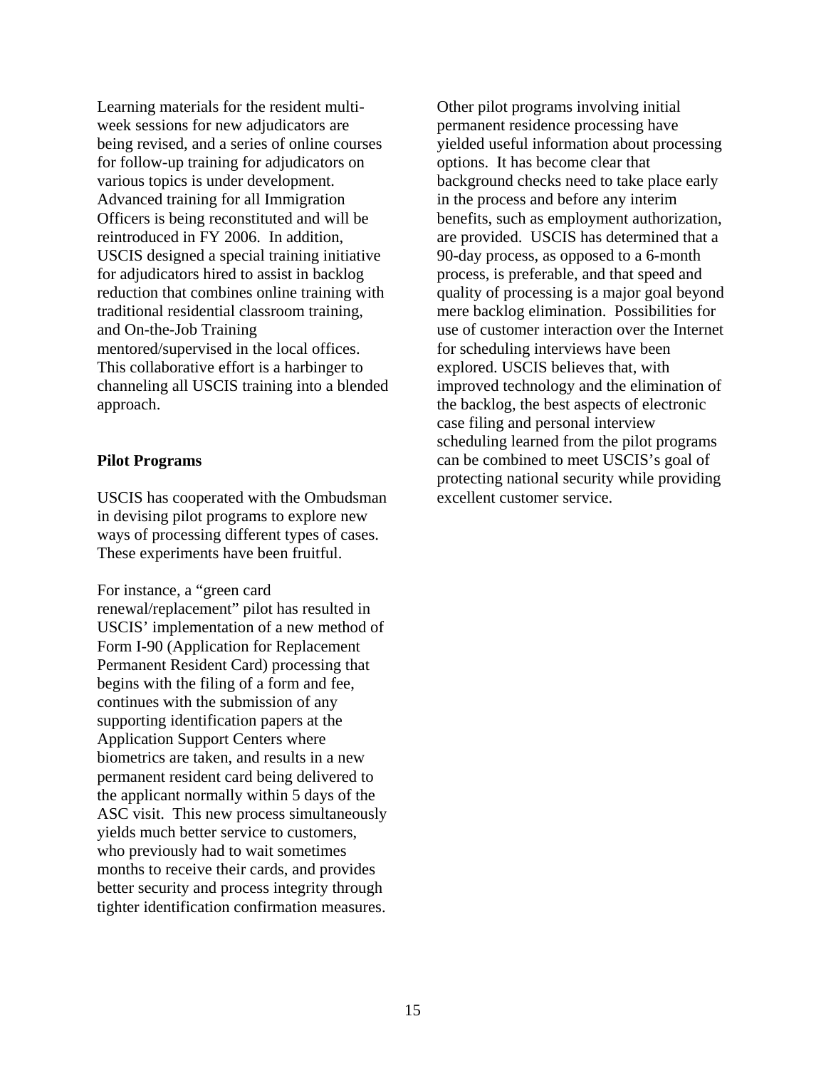Learning materials for the resident multi-week sessions for new adjudicators are being revised, and a series of online courses for follow-up training for adjudicators on various topics is under development. Advanced training for all Immigration Officers is being reconstituted and will be reintroduced in FY 2006. In addition, USCIS designed a special training initiative for adjudicators hired to assist in backlog reduction that combines online training with traditional residential classroom training, and On-the-Job Training mentored/supervised in the local offices. This collaborative effort is a harbinger to channeling all USCIS training into a blended approach.

**Pilot Programs**

USCIS has cooperated with the Ombudsman in devising pilot programs to explore new ways of processing different types of cases. These experiments have been fruitful.

For instance, a "green card renewal/replacement" pilot has resulted in USCIS' implementation of a new method of Form I-90 (Application for Replacement Permanent Resident Card) processing that begins with the filing of a form and fee, continues with the submission of any supporting identification papers at the Application Support Centers where biometrics are taken, and results in a new permanent resident card being delivered to the applicant normally within 5 days of the ASC visit. This new process simultaneously yields much better service to customers, who previously had to wait sometimes months to receive their cards, and provides better security and process integrity through tighter identification confirmation measures.

Other pilot programs involving initial permanent residence processing have yielded useful information about processing options. It has become clear that background checks need to take place early in the process and before any interim benefits, such as employment authorization, are provided. USCIS has determined that a 90-day process, as opposed to a 6-month process, is preferable, and that speed and quality of processing is a major goal beyond mere backlog elimination. Possibilities for use of customer interaction over the Internet for scheduling interviews have been explored. USCIS believes that, with improved technology and the elimination of the backlog, the best aspects of electronic case filing and personal interview scheduling learned from the pilot programs can be combined to meet USCIS's goal of protecting national security while providing excellent customer service.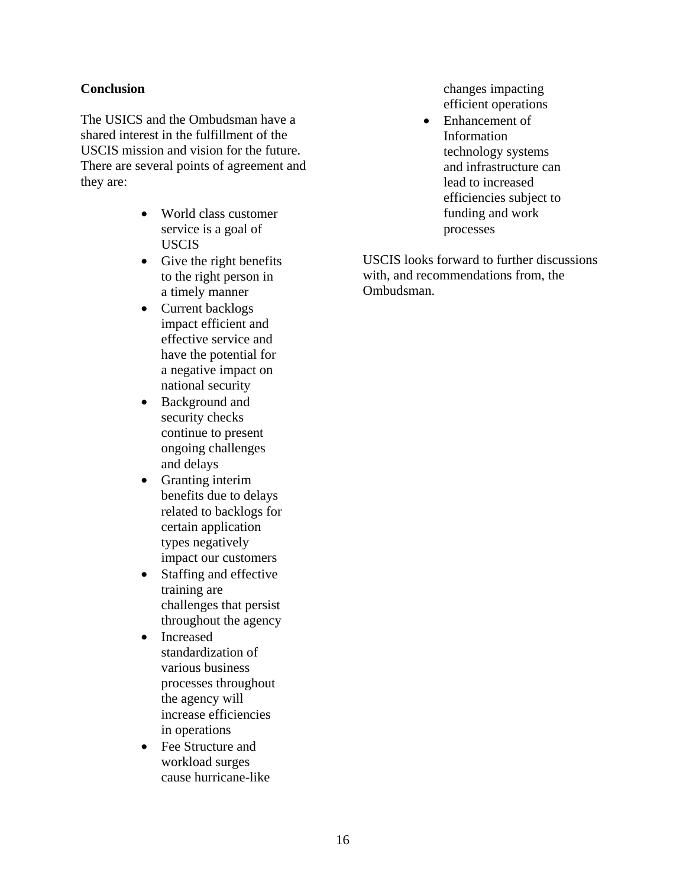**Conclusion**

The USICS and the Ombudsman have a shared interest in the fulfillment of the USCIS mission and vision for the future. There are several points of agreement and they are:

- World class customer service is a goal of USCIS
- Give the right benefits to the right person in a timely manner
- Current backlogs impact efficient and effective service and have the potential for a negative impact on national security
- Background and security checks continue to present ongoing challenges and delays
- Granting interim benefits due to delays related to backlogs for certain application types negatively impact our customers
- Staffing and effective training are challenges that persist throughout the agency
- Increased standardization of various business processes throughout the agency will increase efficiencies in operations
- Fee Structure and workload surges cause hurricane-like changes impacting efficient operations
- Enhancement of Information technology systems and infrastructure can lead to increased efficiencies subject to funding and work processes

USCIS looks forward to further discussions with, and recommendations from, the Ombudsman.